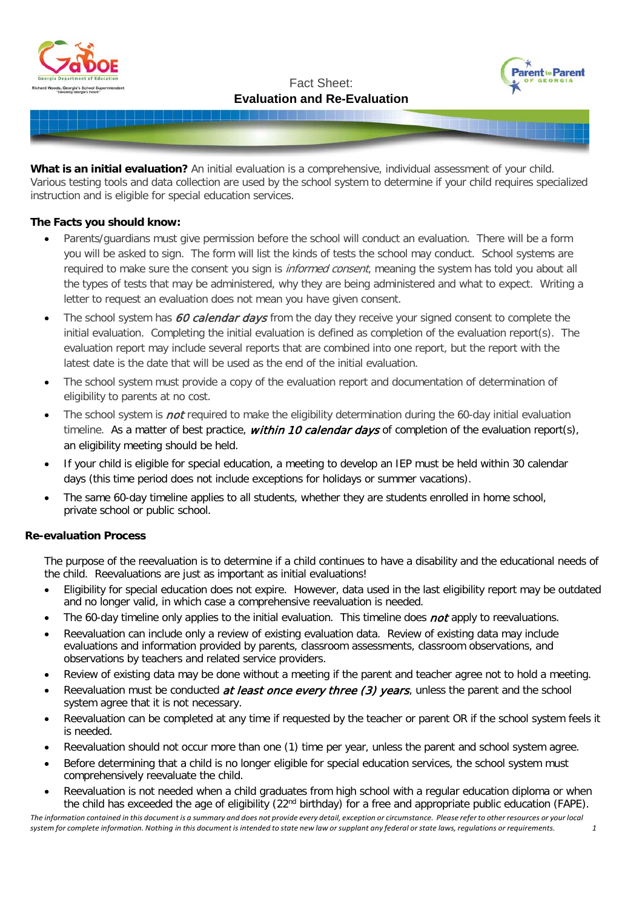Fact Sheet:
# Evaluation and Re-Evaluation

**What is an initial evaluation?** An initial evaluation is a comprehensive, individual assessment of your child. Various testing tools and data collection are used by the school system to determine if your child requires specialized instruction and is eligible for special education services.

**The Facts you should know:**

- Parents/guardians must give permission before the school will conduct an evaluation. There will be a form you will be asked to sign. The form will list the kinds of tests the school may conduct. School systems are required to make sure the consent you sign is *informed consent*, meaning the system has told you about all the types of tests that may be administered, why they are being administered and what to expect. Writing a letter to request an evaluation does not mean you have given consent.
- The school system has ***60 calendar days*** from the day they receive your signed consent to complete the initial evaluation. Completing the initial evaluation is defined as completion of the evaluation report(s). The evaluation report may include several reports that are combined into one report, but the report with the latest date is the date that will be used as the end of the initial evaluation.
- The school system must provide a copy of the evaluation report and documentation of determination of eligibility to parents at no cost.
- The school system is ***not*** required to make the eligibility determination during the 60-day initial evaluation timeline. As a matter of best practice, ***within 10 calendar days*** of completion of the evaluation report(s), an eligibility meeting should be held.
- If your child is eligible for special education, a meeting to develop an IEP must be held within 30 calendar days (this time period does not include exceptions for holidays or summer vacations).
- The same 60-day timeline applies to all students, whether they are students enrolled in home school, private school or public school.

**Re-evaluation Process**

The purpose of the reevaluation is to determine if a child continues to have a disability and the educational needs of the child. Reevaluations are just as important as initial evaluations!

- Eligibility for special education does not expire. However, data used in the last eligibility report may be outdated and no longer valid, in which case a comprehensive reevaluation is needed.
- The 60-day timeline only applies to the initial evaluation. This timeline does ***not*** apply to reevaluations.
- Reevaluation can include only a review of existing evaluation data. Review of existing data may include evaluations and information provided by parents, classroom assessments, classroom observations, and observations by teachers and related service providers.
- Review of existing data may be done without a meeting if the parent and teacher agree not to hold a meeting.
- Reevaluation must be conducted ***at least once every three (3) years***, unless the parent and the school system agree that it is not necessary.
- Reevaluation can be completed at any time if requested by the teacher or parent OR if the school system feels it is needed.
- Reevaluation should not occur more than one (1) time per year, unless the parent and school system agree.
- Before determining that a child is no longer eligible for special education services, the school system must comprehensively reevaluate the child.
- Reevaluation is not needed when a child graduates from high school with a regular education diploma or when the child has exceeded the age of eligibility (22nd birthday) for a free and appropriate public education (FAPE).

*The information contained in this document is a summary and does not provide every detail, exception or circumstance. Please refer to other resources or your local system for complete information. Nothing in this document is intended to state new law or supplant any federal or state laws, regulations or requirements.*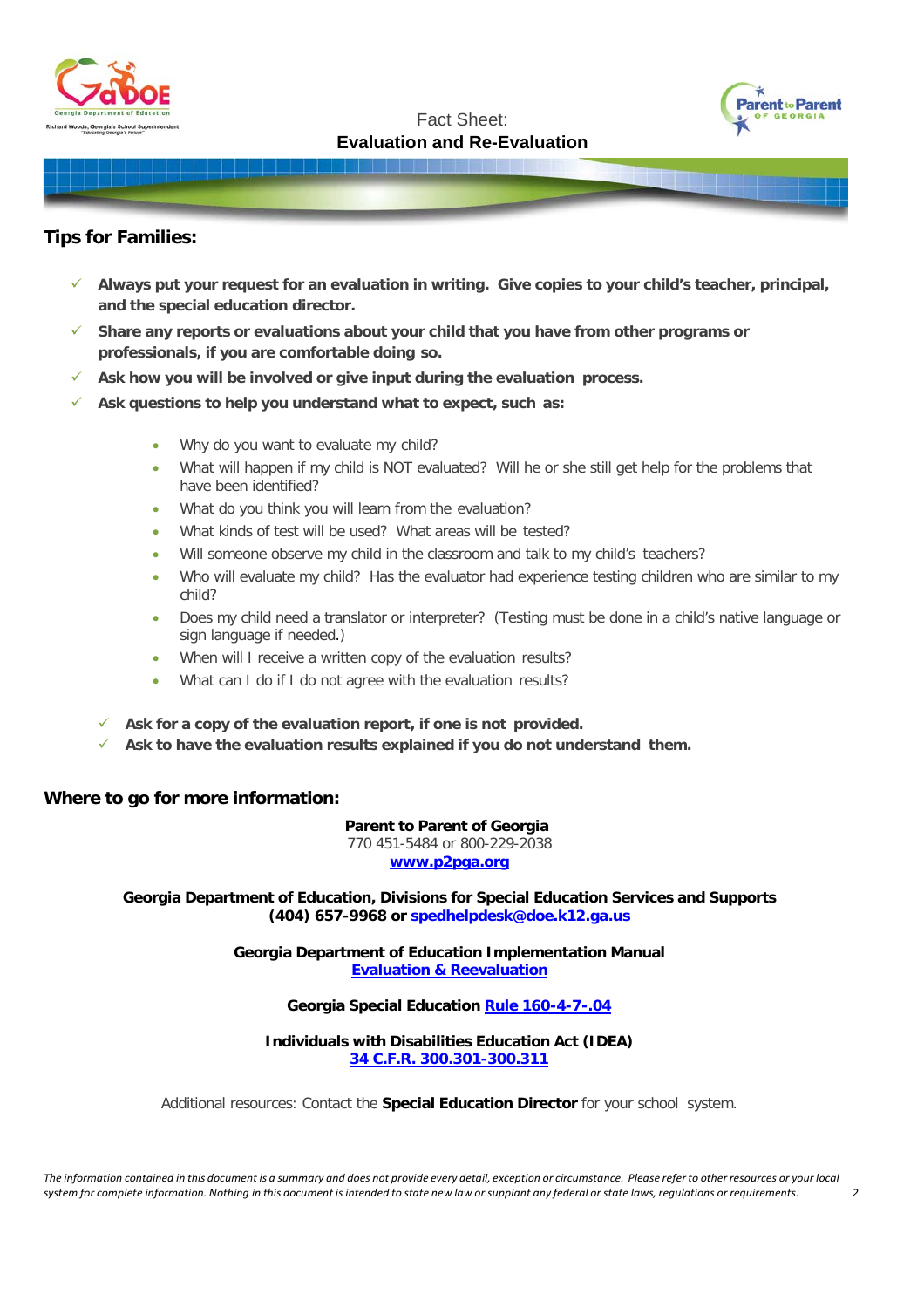Fact Sheet:

**Evaluation and Re-Evaluation**

## Tips for Families:

- ✓ **Always put your request for an evaluation in writing. Give copies to your child's teacher, principal, and the special education director.**
- ✓ **Share any reports or evaluations about your child that you have from other programs or professionals, if you are comfortable doing so.**
- ✓ **Ask how you will be involved or give input during the evaluation process.**
- ✓ **Ask questions to help you understand what to expect, such as:**
  - Why do you want to evaluate my child?
  - What will happen if my child is NOT evaluated? Will he or she still get help for the problems that have been identified?
  - What do you think you will learn from the evaluation?
  - What kinds of test will be used? What areas will be tested?
  - Will someone observe my child in the classroom and talk to my child's teachers?
  - Who will evaluate my child? Has the evaluator had experience testing children who are similar to my child?
  - Does my child need a translator or interpreter? (Testing must be done in a child's native language or sign language if needed.)
  - When will I receive a written copy of the evaluation results?
  - What can I do if I do not agree with the evaluation results?
- ✓ **Ask for a copy of the evaluation report, if one is not provided.**
- ✓ **Ask to have the evaluation results explained if you do not understand them.**

## Where to go for more information:

**Parent to Parent of Georgia**
770 451-5484 or 800-229-2038
**www.p2pga.org**

**Georgia Department of Education, Divisions for Special Education Services and Supports**
**(404) 657-9968 or spedhelpdesk@doe.k12.ga.us**

**Georgia Department of Education Implementation Manual**
**Evaluation & Reevaluation**

**Georgia Special Education Rule 160-4-7-.04**

**Individuals with Disabilities Education Act (IDEA)**
**34 C.F.R. 300.301-300.311**

Additional resources: Contact the **Special Education Director** for your school system.

*The information contained in this document is a summary and does not provide every detail, exception or circumstance. Please refer to other resources or your local system for complete information. Nothing in this document is intended to state new law or supplant any federal or state laws, regulations or requirements.*